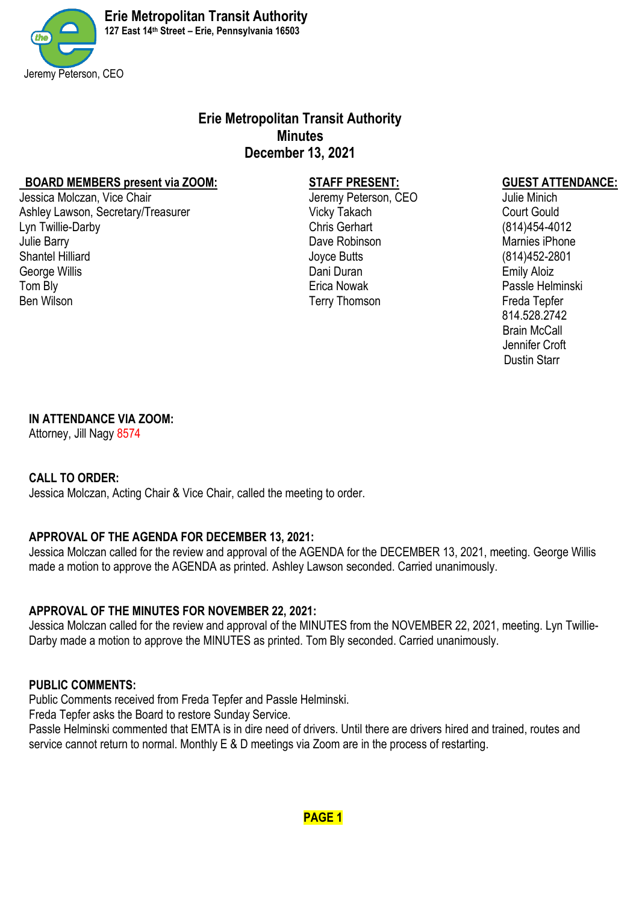**Erie Metropolitan Transit Authority**
**127 East 14th Street – Erie, Pennsylvania 16503**

Jeremy Peterson, CEO

# Erie Metropolitan Transit Authority
# Minutes
# December 13, 2021

**BOARD MEMBERS present via ZOOM:**
Jessica Molczan, Vice Chair
Ashley Lawson, Secretary/Treasurer
Lyn Twillie-Darby
Julie Barry
Shantel Hilliard
George Willis
Tom Bly
Ben Wilson

**STAFF PRESENT:**
Jeremy Peterson, CEO
Vicky Takach
Chris Gerhart
Dave Robinson
Joyce Butts
Dani Duran
Erica Nowak
Terry Thomson

**GUEST ATTENDANCE:**
Julie Minich
Court Gould
(814)454-4012
Marnies iPhone
(814)452-2801
Emily Aloiz
Passle Helminski
Freda Tepfer
814.528.2742
Brain McCall
Jennifer Croft
Dustin Starr

**IN ATTENDANCE VIA ZOOM:**
Attorney, Jill Nagy 8574

**CALL TO ORDER:**
Jessica Molczan, Acting Chair & Vice Chair, called the meeting to order.

**APPROVAL OF THE AGENDA FOR DECEMBER 13, 2021:**
Jessica Molczan called for the review and approval of the AGENDA for the DECEMBER 13, 2021, meeting. George Willis made a motion to approve the AGENDA as printed. Ashley Lawson seconded. Carried unanimously.

**APPROVAL OF THE MINUTES FOR NOVEMBER 22, 2021:**
Jessica Molczan called for the review and approval of the MINUTES from the NOVEMBER 22, 2021, meeting. Lyn Twillie-Darby made a motion to approve the MINUTES as printed. Tom Bly seconded. Carried unanimously.

**PUBLIC COMMENTS:**
Public Comments received from Freda Tepfer and Passle Helminski.
Freda Tepfer asks the Board to restore Sunday Service.
Passle Helminski commented that EMTA is in dire need of drivers. Until there are drivers hired and trained, routes and service cannot return to normal. Monthly E & D meetings via Zoom are in the process of restarting.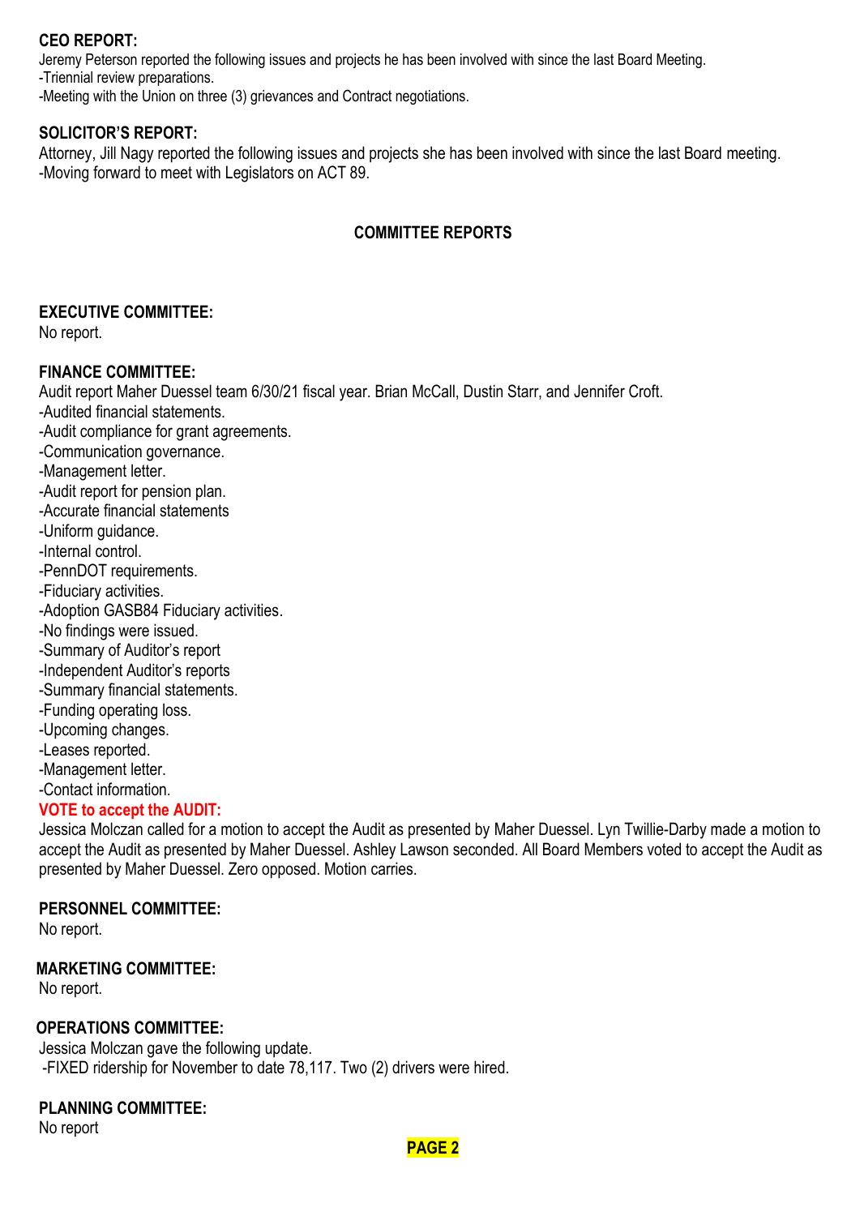**CEO REPORT:**

Jeremy Peterson reported the following issues and projects he has been involved with since the last Board Meeting.
-Triennial review preparations.
-Meeting with the Union on three (3) grievances and Contract negotiations.

**SOLICITOR'S REPORT:**

Attorney, Jill Nagy reported the following issues and projects she has been involved with since the last Board meeting.
-Moving forward to meet with Legislators on ACT 89.

## COMMITTEE REPORTS

**EXECUTIVE COMMITTEE:**

No report.

**FINANCE COMMITTEE:**

Audit report Maher Duessel team 6/30/21 fiscal year. Brian McCall, Dustin Starr, and Jennifer Croft.
-Audited financial statements.
-Audit compliance for grant agreements.
-Communication governance.
-Management letter.
-Audit report for pension plan.
-Accurate financial statements
-Uniform guidance.
-Internal control.
-PennDOT requirements.
-Fiduciary activities.
-Adoption GASB84 Fiduciary activities.
-No findings were issued.
-Summary of Auditor's report
-Independent Auditor's reports
-Summary financial statements.
-Funding operating loss.
-Upcoming changes.
-Leases reported.
-Management letter.
-Contact information.

**VOTE to accept the AUDIT:**

Jessica Molczan called for a motion to accept the Audit as presented by Maher Duessel. Lyn Twillie-Darby made a motion to accept the Audit as presented by Maher Duessel. Ashley Lawson seconded. All Board Members voted to accept the Audit as presented by Maher Duessel. Zero opposed. Motion carries.

**PERSONNEL COMMITTEE:**

No report.

**MARKETING COMMITTEE:**

No report.

**OPERATIONS COMMITTEE:**

Jessica Molczan gave the following update.
-FIXED ridership for November to date 78,117. Two (2) drivers were hired.

**PLANNING COMMITTEE:**

No report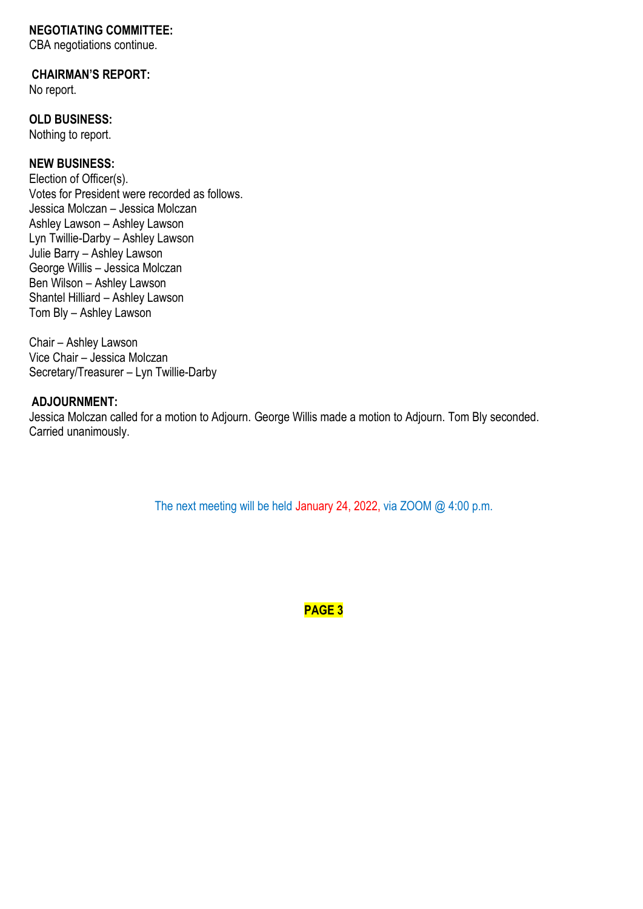**NEGOTIATING COMMITTEE:**
CBA negotiations continue.

**CHAIRMAN'S REPORT:**
No report.

**OLD BUSINESS:**
Nothing to report.

**NEW BUSINESS:**
Election of Officer(s).
Votes for President were recorded as follows.
Jessica Molczan – Jessica Molczan
Ashley Lawson – Ashley Lawson
Lyn Twillie-Darby – Ashley Lawson
Julie Barry – Ashley Lawson
George Willis – Jessica Molczan
Ben Wilson – Ashley Lawson
Shantel Hilliard – Ashley Lawson
Tom Bly – Ashley Lawson

Chair – Ashley Lawson
Vice Chair – Jessica Molczan
Secretary/Treasurer – Lyn Twillie-Darby

**ADJOURNMENT:**
Jessica Molczan called for a motion to Adjourn. George Willis made a motion to Adjourn. Tom Bly seconded. Carried unanimously.

The next meeting will be held January 24, 2022, via ZOOM @ 4:00 p.m.